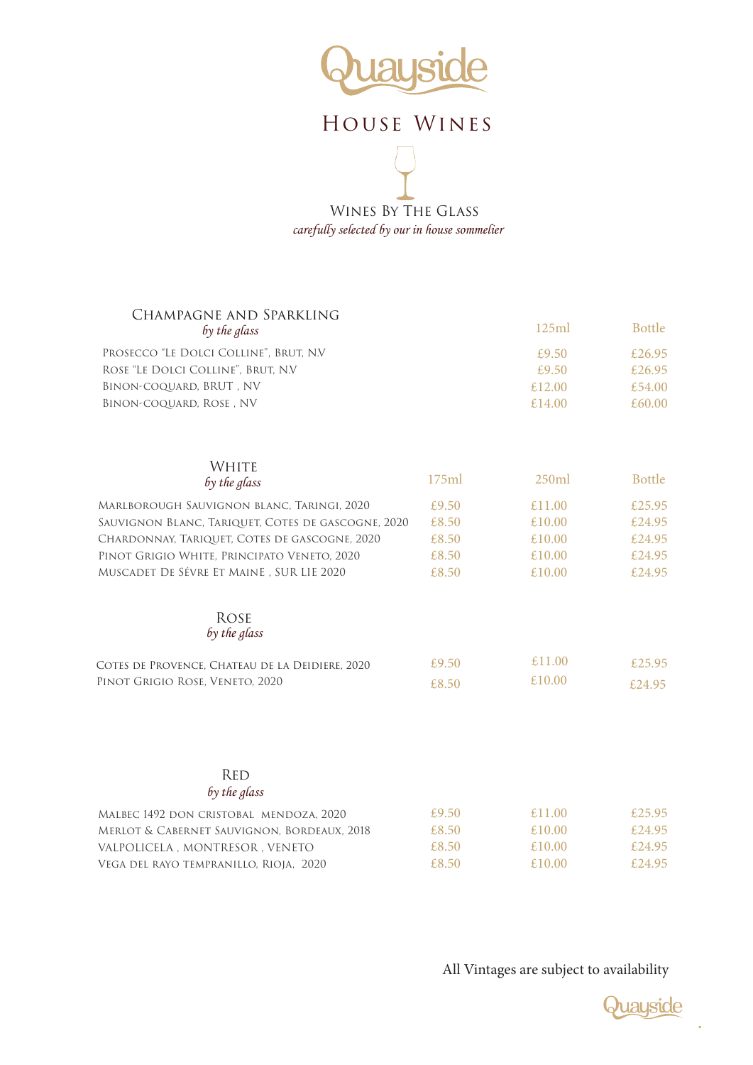# Quayside

## House Wines

### Wines By The Glass

*carefully selected by our in house sommelier*

#### Champagne and Sparkling

*by the glass*

| | 125ml | Bottle |
|---|---|---|
| Prosecco "Le Dolci Colline", Brut, NV | £9.50 | £26.95 |
| Rose "Le Dolci Colline", Brut, NV | £9.50 | £26.95 |
| Binon-Coquard, Brut , NV | £12.00 | £54.00 |
| Binon-Coquard, Rose , NV | £14.00 | £60.00 |

#### White

*by the glass*

| | 175ml | 250ml | Bottle |
|---|---|---|---|
| Marlborough Sauvignon Blanc, Taringi, 2020 | £9.50 | £11.00 | £25.95 |
| Sauvignon Blanc, Tariquet, Cotes de Gascogne, 2020 | £8.50 | £10.00 | £24.95 |
| Chardonnay, Tariquet, Cotes de Gascogne, 2020 | £8.50 | £10.00 | £24.95 |
| Pinot Grigio White, Principato Veneto, 2020 | £8.50 | £10.00 | £24.95 |
| Muscadet De Sévre Et Maine , Sur Lie 2020 | £8.50 | £10.00 | £24.95 |

#### Rose

*by the glass*

| | 175ml | 250ml | Bottle |
|---|---|---|---|
| Cotes de Provence, Chateau de la Deidiere, 2020 | £9.50 | £11.00 | £25.95 |
| Pinot Grigio Rose, Veneto, 2020 | £8.50 | £10.00 | £24.95 |

#### Red

*by the glass*

| | 175ml | 250ml | Bottle |
|---|---|---|---|
| Malbec 1492 Don Cristobal Mendoza, 2020 | £9.50 | £11.00 | £25.95 |
| Merlot & Cabernet Sauvignon, Bordeaux, 2018 | £8.50 | £10.00 | £24.95 |
| Valpolicela , Montresor , Veneto | £8.50 | £10.00 | £24.95 |
| Vega del Rayo Tempranillo, Rioja, 2020 | £8.50 | £10.00 | £24.95 |

All Vintages are subject to availability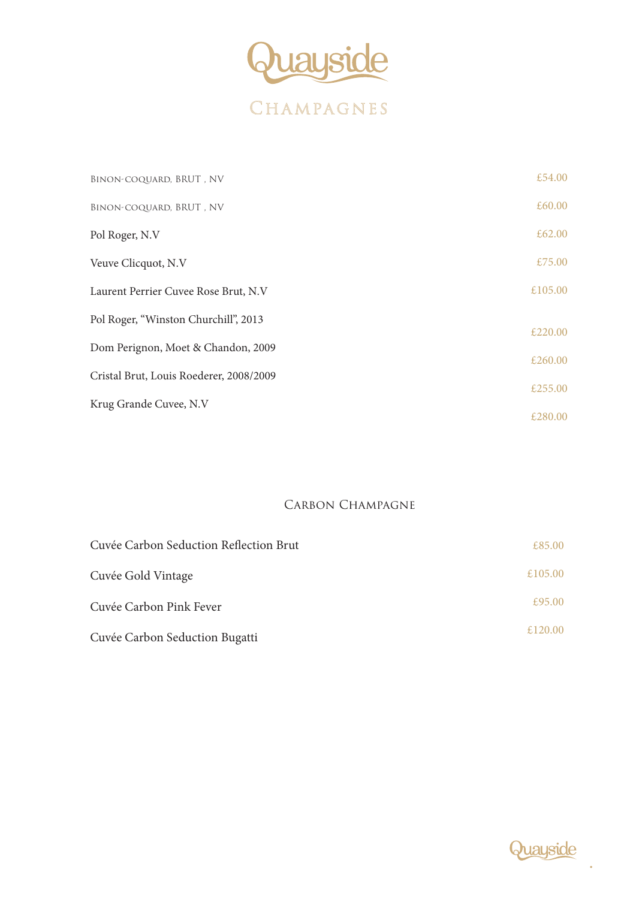# Quayside

## CHAMPAGNES

| | |
|---|---|
| BINON-COQUARD, BRUT , NV | £54.00 |
| BINON-COQUARD, BRUT , NV | £60.00 |
| Pol Roger, N.V | £62.00 |
| Veuve Clicquot, N.V | £75.00 |
| Laurent Perrier Cuvee Rose Brut, N.V | £105.00 |
| Pol Roger, "Winston Churchill", 2013 | £220.00 |
| Dom Perignon, Moet & Chandon, 2009 | £260.00 |
| Cristal Brut, Louis Roederer, 2008/2009 | £255.00 |
| Krug Grande Cuvee, N.V | £280.00 |

### CARBON CHAMPAGNE

| | |
|---|---|
| Cuvée Carbon Seduction Reflection Brut | £85.00 |
| Cuvée Gold Vintage | £105.00 |
| Cuvée Carbon Pink Fever | £95.00 |
| Cuvée Carbon Seduction Bugatti | £120.00 |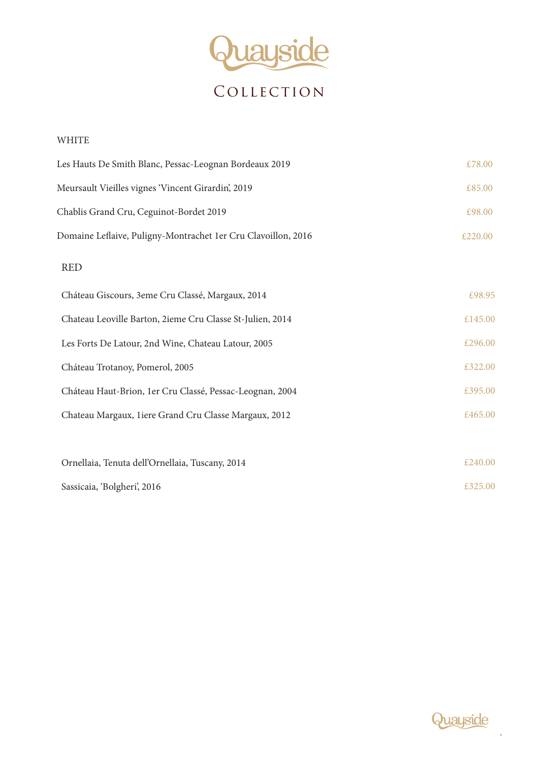# Quayside

## Collection

### WHITE

| | |
|---|---|
| Les Hauts De Smith Blanc, Pessac-Leognan Bordeaux 2019 | £78.00 |
| Meursault Vieilles vignes 'Vincent Girardin', 2019 | £85.00 |
| Chablis Grand Cru, Ceguinot-Bordet 2019 | £98.00 |
| Domaine Leflaive, Puligny-Montrachet 1er Cru Clavoillon, 2016 | £220.00 |

### RED

| | |
|---|---|
| Cháteau Giscours, 3eme Cru Classé, Margaux, 2014 | £98.95 |
| Chateau Leoville Barton, 2ieme Cru Classe St-Julien, 2014 | £145.00 |
| Les Forts De Latour, 2nd Wine, Chateau Latour, 2005 | £296.00 |
| Cháteau Trotanoy, Pomerol, 2005 | £322.00 |
| Cháteau Haut-Brion, 1er Cru Classé, Pessac-Leognan, 2004 | £395.00 |
| Chateau Margaux, 1iere Grand Cru Classe Margaux, 2012 | £465.00 |

| | |
|---|---|
| Ornellaia, Tenuta dell'Ornellaia, Tuscany, 2014 | £240.00 |
| Sassicaia, 'Bolgheri', 2016 | £325.00 |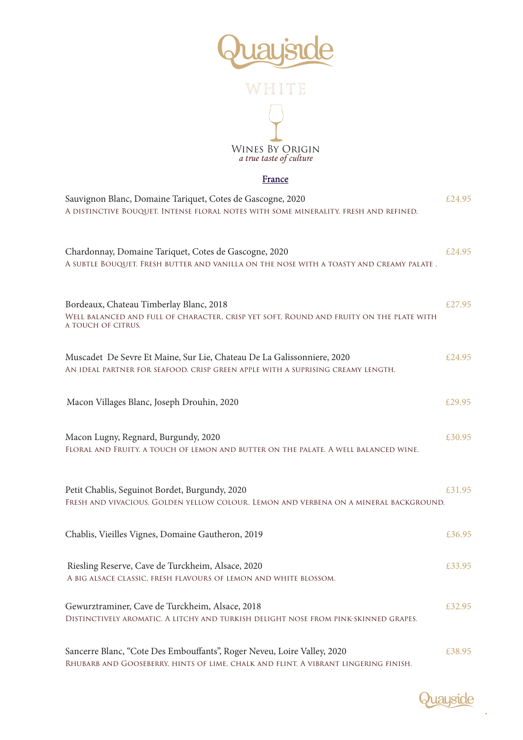# Quayside

## WHITE

WINES BY ORIGIN
*a true taste of culture*

### France

Sauvignon Blanc, Domaine Tariquet, Cotes de Gascogne, 2020 — £24.95
A distinctive Bouquet. Intense floral notes with some minerality. fresh and refined.

Chardonnay, Domaine Tariquet, Cotes de Gascogne, 2020 — £24.95
A subtle Bouquet. Fresh butter and vanilla on the nose with a toasty and creamy palate .

Bordeaux, Chateau Timberlay Blanc, 2018 — £27.95
Well balanced and full of character, crisp yet soft, Round and fruity on the plate with a touch of citrus.

Muscadet De Sevre Et Maine, Sur Lie, Chateau De La Galissonniere, 2020 — £24.95
An ideal partner for seafood. crisp green apple with a suprising creamy length.

Macon Villages Blanc, Joseph Drouhin, 2020 — £29.95

Macon Lugny, Regnard, Burgundy, 2020 — £30.95
Floral and Fruity. a touch of lemon and butter on the palate. A well balanced wine.

Petit Chablis, Seguinot Bordet, Burgundy, 2020 — £31.95
Fresh and vivacious. Golden yellow colour. Lemon and verbena on a mineral background.

Chablis, Vieilles Vignes, Domaine Gautheron, 2019 — £36.95

Riesling Reserve, Cave de Turckheim, Alsace, 2020 — £33.95
A big alsace classic, fresh flavours of lemon and white blossom.

Gewurztraminer, Cave de Turckheim, Alsace, 2018 — £32.95
Distinctively aromatic. A litchy and turkish delight nose from pink-skinned grapes.

Sancerre Blanc, "Cote Des Embouffants", Roger Neveu, Loire Valley, 2020 — £38.95
Rhubarb and Gooseberry, hints of lime, chalk and flint. A vibrant lingering finish.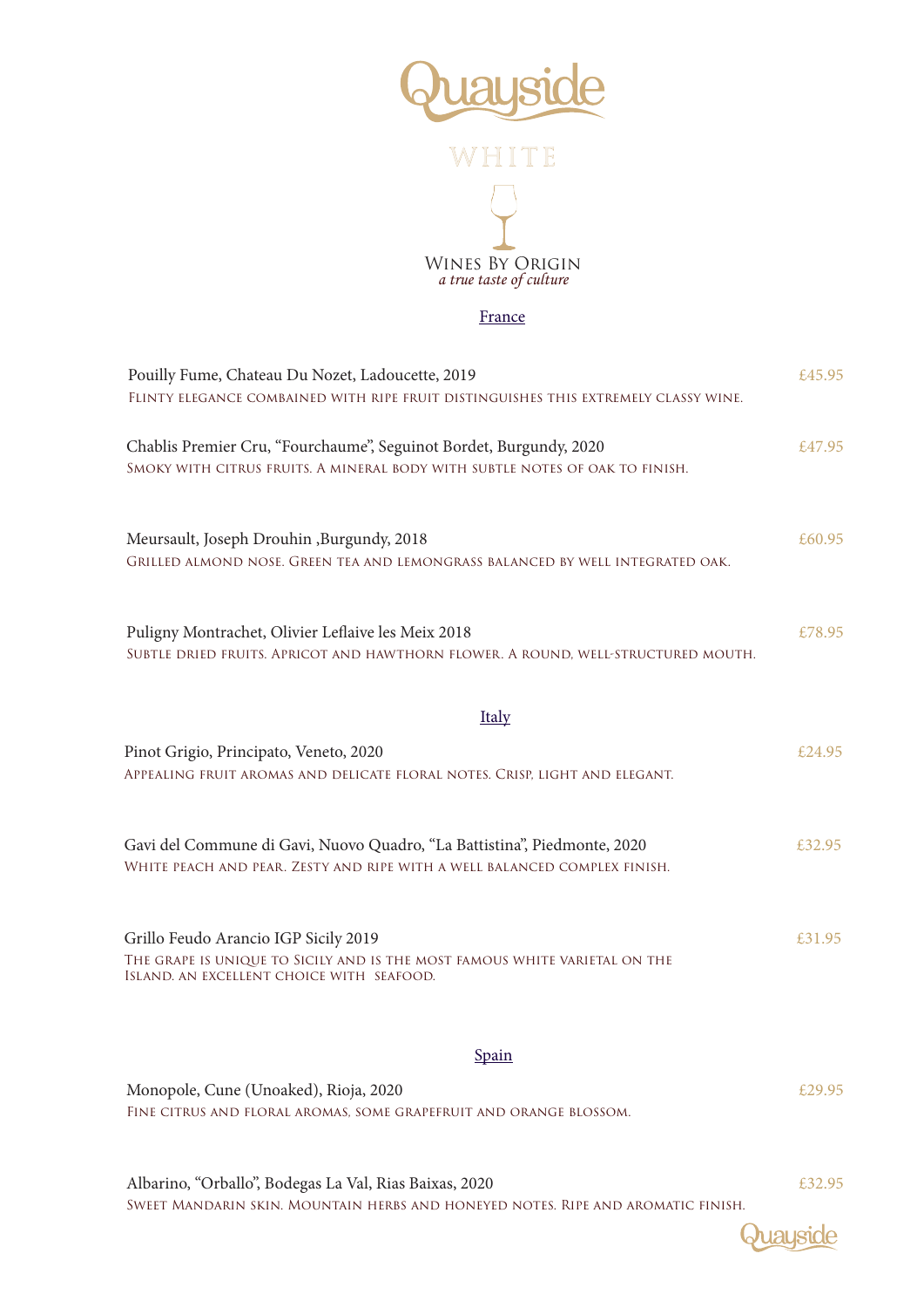# Quayside

## WHITE

**Wines By Origin**
*a true taste of culture*

### France

| Wine | Price |
|---|---|
| Pouilly Fume, Chateau Du Nozet, Ladoucette, 2019<br>Flinty elegance combained with ripe fruit distinguishes this extremely classy wine. | £45.95 |
| Chablis Premier Cru, "Fourchaume", Seguinot Bordet, Burgundy, 2020<br>Smoky with citrus fruits. A mineral body with subtle notes of oak to finish. | £47.95 |
| Meursault, Joseph Drouhin ,Burgundy, 2018<br>Grilled almond nose. Green tea and lemongrass balanced by well integrated oak. | £60.95 |
| Puligny Montrachet, Olivier Leflaive les Meix 2018<br>Subtle dried fruits. Apricot and hawthorn flower. A round, well-structured mouth. | £78.95 |

### Italy

| Wine | Price |
|---|---|
| Pinot Grigio, Principato, Veneto, 2020<br>Appealing fruit aromas and delicate floral notes. Crisp, light and elegant. | £24.95 |
| Gavi del Commune di Gavi, Nuovo Quadro, "La Battistina", Piedmonte, 2020<br>White peach and pear. Zesty and ripe with a well balanced complex finish. | £32.95 |
| Grillo Feudo Arancio IGP Sicily 2019<br>The grape is unique to Sicily and is the most famous white varietal on the Island. An excellent choice with seafood. | £31.95 |

### Spain

| Wine | Price |
|---|---|
| Monopole, Cune (Unoaked), Rioja, 2020<br>Fine citrus and floral aromas, some grapefruit and orange blossom. | £29.95 |
| Albarino, "Orballo", Bodegas La Val, Rias Baixas, 2020<br>Sweet Mandarin skin. Mountain herbs and honeyed notes. Ripe and aromatic finish. | £32.95 |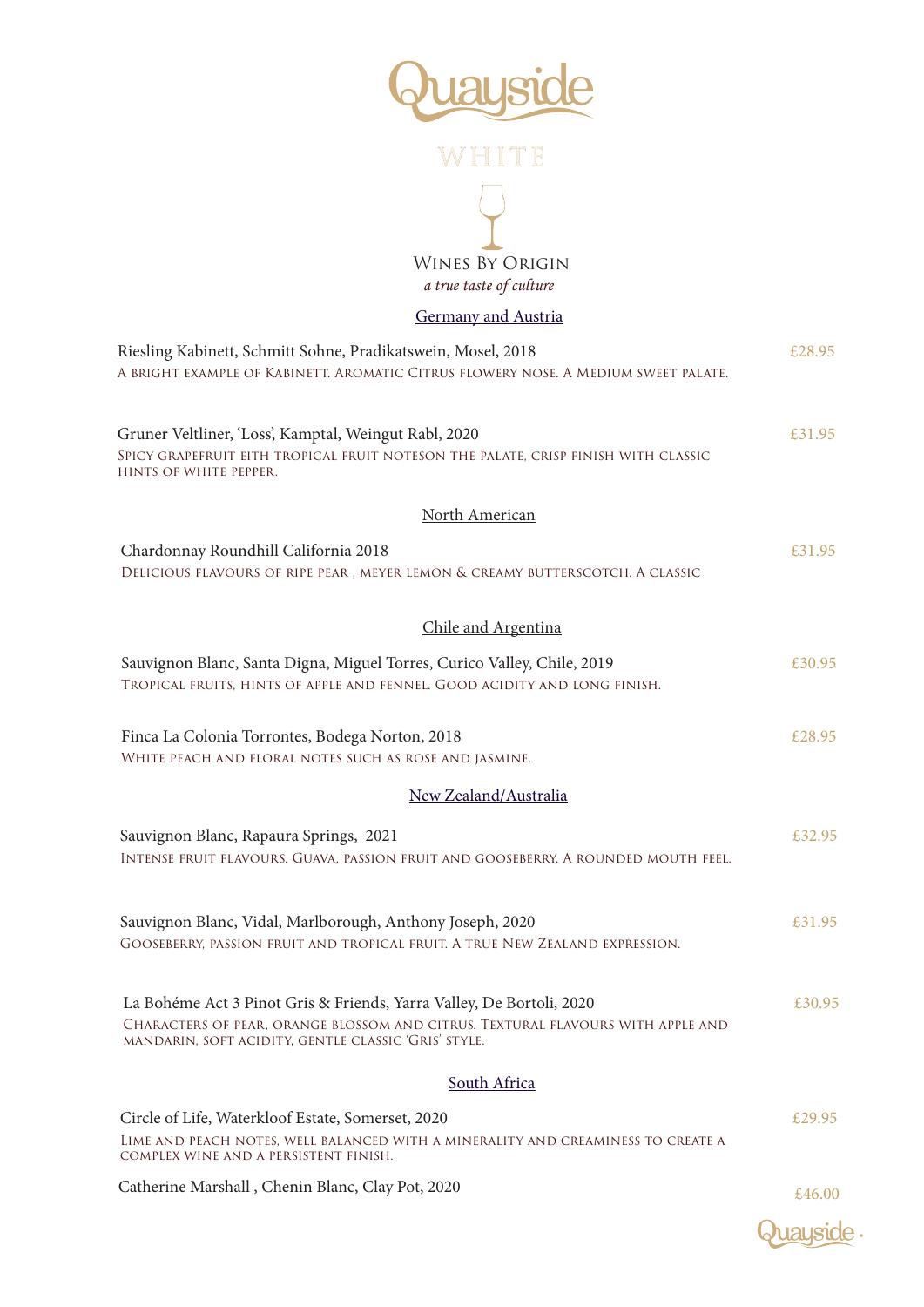# Quayside

## WHITE

### Wines By Origin

*a true taste of culture*

#### Germany and Austria

Riesling Kabinett, Schmitt Sohne, Pradikatswein, Mosel, 2018 — £28.95

A bright example of Kabinett. Aromatic Citrus flowery nose. A Medium sweet palate.

Gruner Veltliner, 'Loss', Kamptal, Weingut Rabl, 2020 — £31.95

Spicy grapefruit eith tropical fruit noteson the palate, crisp finish with classic hints of white pepper.

#### North American

Chardonnay Roundhill California 2018 — £31.95

Delicious flavours of ripe pear , meyer lemon & creamy butterscotch. A classic

#### Chile and Argentina

Sauvignon Blanc, Santa Digna, Miguel Torres, Curico Valley, Chile, 2019 — £30.95

Tropical fruits, hints of apple and fennel. Good acidity and long finish.

Finca La Colonia Torrontes, Bodega Norton, 2018 — £28.95

White peach and floral notes such as rose and jasmine.

#### New Zealand/Australia

Sauvignon Blanc, Rapaura Springs, 2021 — £32.95

Intense fruit flavours. Guava, passion fruit and gooseberry. A rounded mouth feel.

Sauvignon Blanc, Vidal, Marlborough, Anthony Joseph, 2020 — £31.95

Gooseberry, passion fruit and tropical fruit. A true New Zealand expression.

La Bohéme Act 3 Pinot Gris & Friends, Yarra Valley, De Bortoli, 2020 — £30.95

Characters of pear, orange blossom and citrus. Textural flavours with apple and mandarin, soft acidity, gentle classic 'Gris' style.

#### South Africa

Circle of Life, Waterkloof Estate, Somerset, 2020 — £29.95

Lime and peach notes, well balanced with a minerality and creaminess to create a complex wine and a persistent finish.

Catherine Marshall , Chenin Blanc, Clay Pot, 2020 — £46.00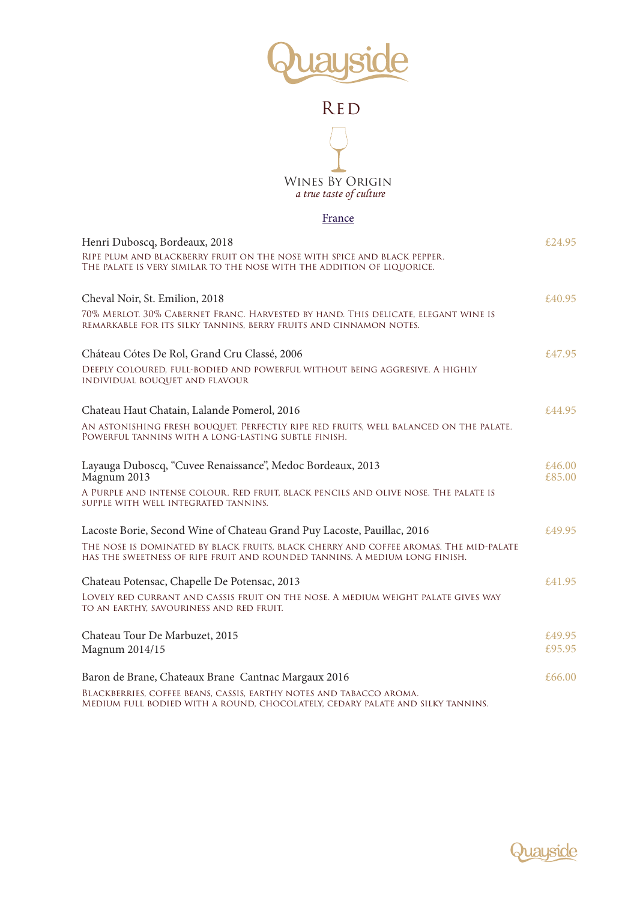# Quayside

## Red

### Wines By Origin

*a true taste of culture*

#### France

**Henri Duboscq, Bordeaux, 2018** — £24.95

Ripe plum and blackberry fruit on the nose with spice and black pepper. The palate is very similar to the nose with the addition of liquorice.

**Cheval Noir, St. Emilion, 2018** — £40.95

70% Merlot. 30% Cabernet Franc. Harvested by hand. This delicate, elegant wine is remarkable for its silky tannins, berry fruits and cinnamon notes.

**Cháteau Cótes De Rol, Grand Cru Classé, 2006** — £47.95

Deeply coloured, full-bodied and powerful without being aggresive. A highly individual bouquet and flavour

**Chateau Haut Chatain, Lalande Pomerol, 2016** — £44.95

An astonishing fresh bouquet. Perfectly ripe red fruits, well balanced on the palate. Powerful tannins with a long-lasting subtle finish.

**Layauga Duboscq, "Cuvee Renaissance", Medoc Bordeaux, 2013** — £46.00
**Magnum 2013** — £85.00

A purple and intense colour. Red fruit, black pencils and olive nose. The palate is supple with well integrated tannins.

**Lacoste Borie, Second Wine of Chateau Grand Puy Lacoste, Pauillac, 2016** — £49.95

The nose is dominated by black fruits, black cherry and coffee aromas. The mid-palate has the sweetness of ripe fruit and rounded tannins. A medium long finish.

**Chateau Potensac, Chapelle De Potensac, 2013** — £41.95

Lovely red currant and cassis fruit on the nose. A medium weight palate gives way to an earthy, savouriness and red fruit.

**Chateau Tour De Marbuzet, 2015** — £49.95
**Magnum 2014/15** — £95.95

**Baron de Brane, Chateaux Brane Cantnac Margaux 2016** — £66.00

Blackberries, coffee beans, cassis, earthy notes and tabacco aroma. Medium full bodied with a round, chocolately, cedary palate and silky tannins.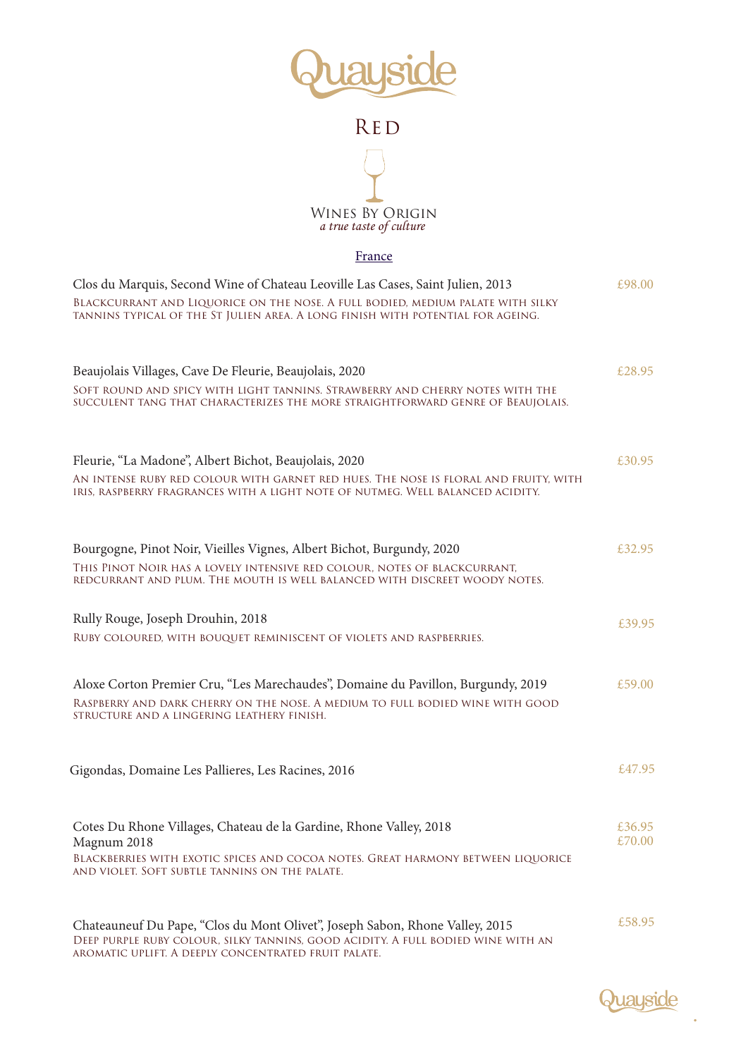# Quayside

## Red

### Wines By Origin
*a true taste of culture*

#### France

**Clos du Marquis, Second Wine of Chateau Leoville Las Cases, Saint Julien, 2013** — £98.00
Blackcurrant and Liquorice on the nose. A full bodied, medium palate with silky tannins typical of the St Julien area. A long finish with potential for ageing.

**Beaujolais Villages, Cave De Fleurie, Beaujolais, 2020** — £28.95
Soft round and spicy with light tannins. Strawberry and cherry notes with the succulent tang that characterizes the more straightforward genre of Beaujolais.

**Fleurie, "La Madone", Albert Bichot, Beaujolais, 2020** — £30.95
An intense ruby red colour with garnet red hues. The nose is floral and fruity, with iris, raspberry fragrances with a light note of nutmeg. Well balanced acidity.

**Bourgogne, Pinot Noir, Vieilles Vignes, Albert Bichot, Burgundy, 2020** — £32.95
This Pinot Noir has a lovely intensive red colour, notes of blackcurrant, redcurrant and plum. The mouth is well balanced with discreet woody notes.

**Rully Rouge, Joseph Drouhin, 2018** — £39.95
Ruby coloured, with bouquet reminiscent of violets and raspberries.

**Aloxe Corton Premier Cru, "Les Marechaudes", Domaine du Pavillon, Burgundy, 2019** — £59.00
Raspberry and dark cherry on the nose. A medium to full bodied wine with good structure and a lingering leathery finish.

**Gigondas, Domaine Les Pallieres, Les Racines, 2016** — £47.95

**Cotes Du Rhone Villages, Chateau de la Gardine, Rhone Valley, 2018** — £36.95
**Magnum 2018** — £70.00
Blackberries with exotic spices and cocoa notes. Great harmony between liquorice and violet. Soft subtle tannins on the palate.

**Chateauneuf Du Pape, "Clos du Mont Olivet", Joseph Sabon, Rhone Valley, 2015** — £58.95
Deep purple ruby colour, silky tannins, good acidity. A full bodied wine with an aromatic uplift. A deeply concentrated fruit palate.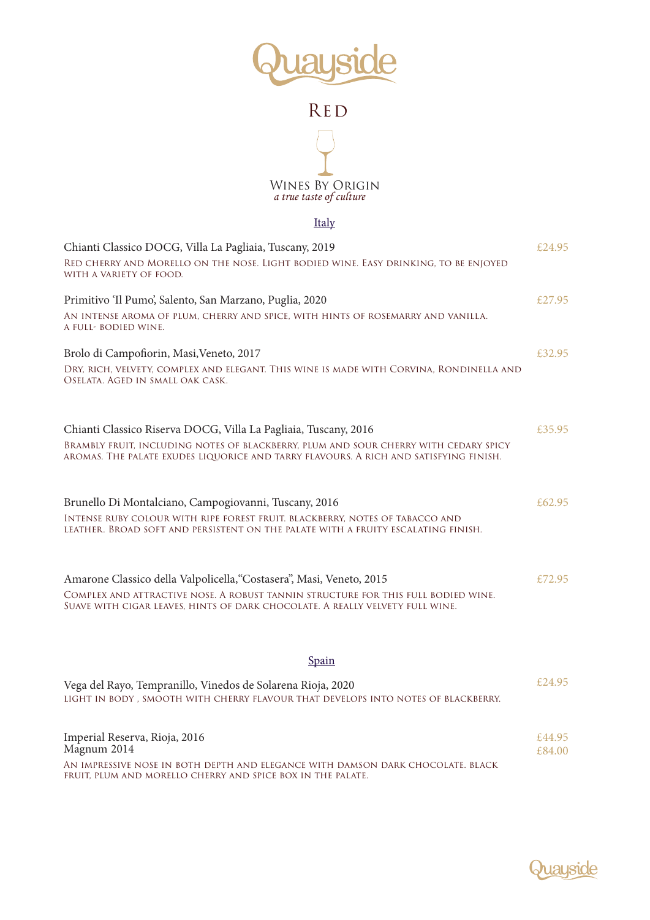# Quayside

## Red

### Wines By Origin

*a true taste of culture*

### Italy

**Chianti Classico DOCG, Villa La Pagliaia, Tuscany, 2019** — £24.95

Red cherry and Morello on the nose. Light bodied wine. Easy drinking, to be enjoyed with a variety of food.

**Primitivo 'Il Pumo', Salento, San Marzano, Puglia, 2020** — £27.95

An intense aroma of plum, cherry and spice, with hints of rosemarry and vanilla. A full- bodied wine.

**Brolo di Campofiorin, Masi,Veneto, 2017** — £32.95

Dry, rich, velvety, complex and elegant. This wine is made with Corvina, Rondinella and Oselata. Aged in small oak cask.

**Chianti Classico Riserva DOCG, Villa La Pagliaia, Tuscany, 2016** — £35.95

Brambly fruit, including notes of blackberry, plum and sour cherry with cedary spicy aromas. The palate exudes liquorice and tarry flavours. A rich and satisfying finish.

**Brunello Di Montalciano, Campogiovanni, Tuscany, 2016** — £62.95

Intense ruby colour with ripe forest fruit. blackberry, notes of tabacco and leather. Broad soft and persistent on the palate with a fruity escalating finish.

**Amarone Classico della Valpolicella,"Costasera", Masi, Veneto, 2015** — £72.95

Complex and attractive nose. A robust tannin structure for this full bodied wine. Suave with cigar leaves, hints of dark chocolate. A really velvety full wine.

### Spain

**Vega del Rayo, Tempranillo, Vinedos de Solarena Rioja, 2020** — £24.95

Light in body , smooth with cherry flavour that develops into notes of blackberry.

**Imperial Reserva, Rioja, 2016** — £44.95
**Magnum 2014** — £84.00

An impressive nose in both depth and elegance with damson dark chocolate. black fruit, plum and morello cherry and spice box in the palate.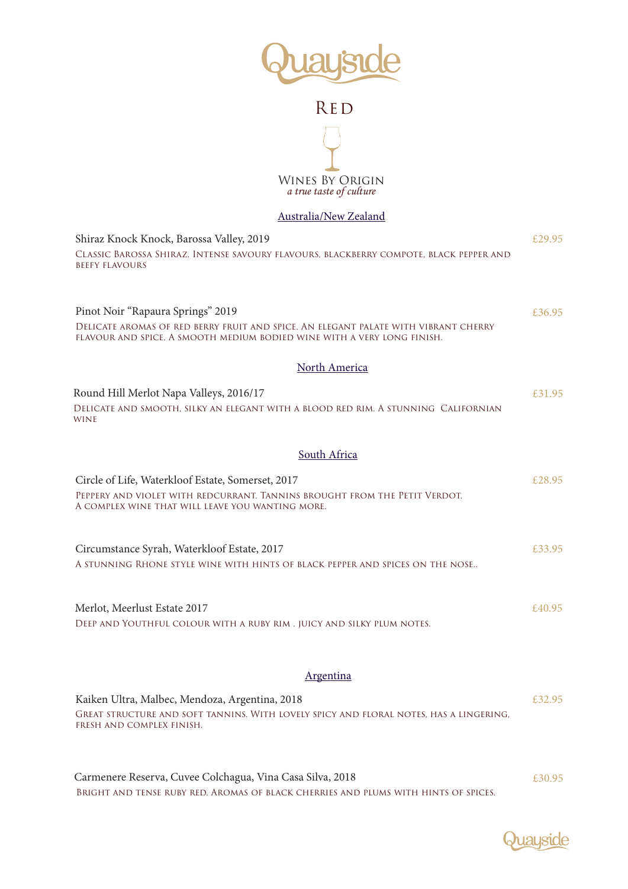# Quayside

## Red

WINES BY ORIGIN
*a true taste of culture*

### Australia/New Zealand

Shiraz Knock Knock, Barossa Valley, 2019 — £29.95

Classic Barossa Shiraz. Intense savoury flavours, blackberry compote, black pepper and beefy flavours

Pinot Noir "Rapaura Springs" 2019 — £36.95

Delicate aromas of red berry fruit and spice. An elegant palate with vibrant cherry flavour and spice. A smooth medium bodied wine with a very long finish.

### North America

Round Hill Merlot Napa Valleys, 2016/17 — £31.95

Delicate and smooth, silky an elegant with a blood red rim. A stunning Californian wine

### South Africa

Circle of Life, Waterkloof Estate, Somerset, 2017 — £28.95

Peppery and violet with redcurrant. Tannins brought from the Petit Verdot.
A complex wine that will leave you wanting more.

Circumstance Syrah, Waterkloof Estate, 2017 — £33.95

A stunning Rhone style wine with hints of black pepper and spices on the nose..

Merlot, Meerlust Estate 2017 — £40.95

Deep and Youthful colour with a ruby rim . Juicy and silky plum notes.

### Argentina

Kaiken Ultra, Malbec, Mendoza, Argentina, 2018 — £32.95

Great structure and soft tannins. With lovely spicy and floral notes, has a lingering, fresh and complex finish.

Carmenere Reserva, Cuvee Colchagua, Vina Casa Silva, 2018 — £30.95

Bright and tense ruby red. Aromas of black cherries and plums with hints of spices.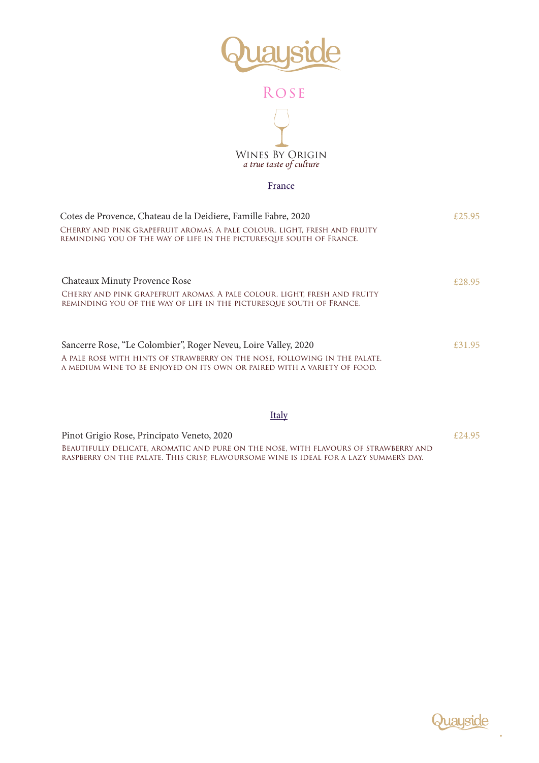# Quayside

## Rose

### Wines By Origin

*a true taste of culture*

### France

**Cotes de Provence, Chateau de la Deidiere, Famille Fabre, 2020** — £25.95

Cherry and pink grapefruit aromas. A pale colour. Light, fresh and fruity reminding you of the way of life in the picturesque south of France.

**Chateaux Minuty Provence Rose** — £28.95

Cherry and pink grapefruit aromas. A pale colour. Light, fresh and fruity reminding you of the way of life in the picturesque south of France.

**Sancerre Rose, "Le Colombier", Roger Neveu, Loire Valley, 2020** — £31.95

A pale rose with hints of strawberry on the nose, following in the palate. A medium wine to be enjoyed on its own or paired with a variety of food.

### Italy

**Pinot Grigio Rose, Principato Veneto, 2020** — £24.95

Beautifully delicate, aromatic and pure on the nose, with flavours of strawberry and raspberry on the palate. This crisp, flavoursome wine is ideal for a lazy summer's day.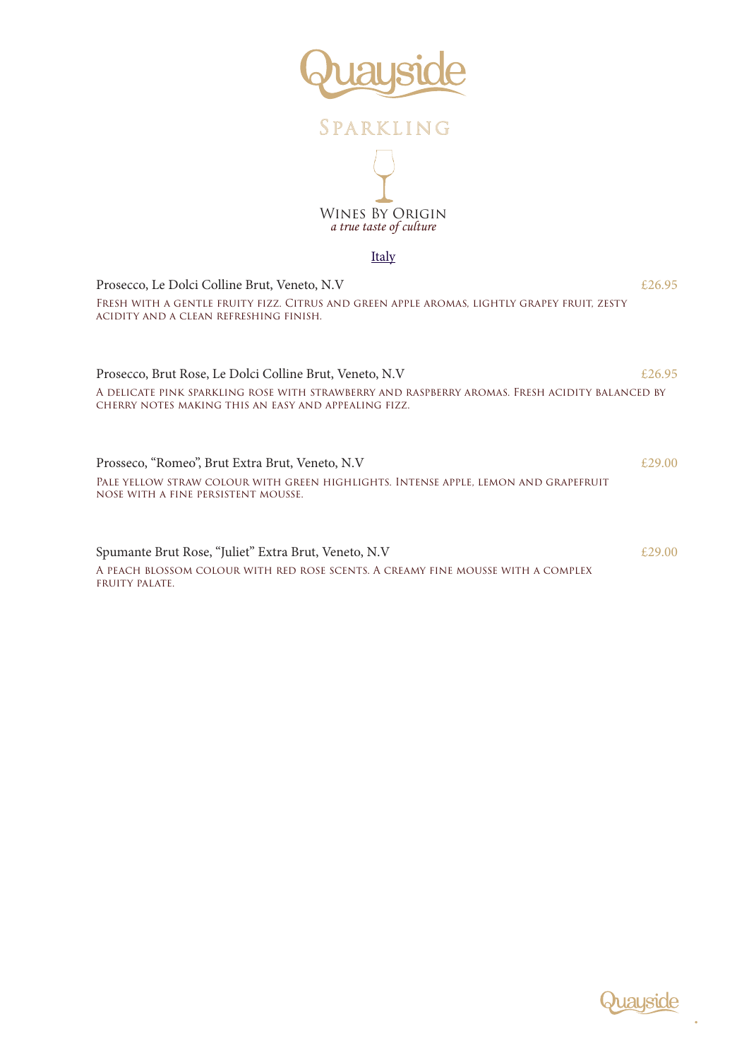# Quayside

## Sparkling

### Wines By Origin

*a true taste of culture*

### Italy

**Prosecco, Le Dolci Colline Brut, Veneto, N.V** — £26.95

Fresh with a gentle fruity fizz. Citrus and green apple aromas, lightly grapey fruit, zesty acidity and a clean refreshing finish.

**Prosecco, Brut Rose, Le Dolci Colline Brut, Veneto, N.V** — £26.95

A delicate pink sparkling rose with strawberry and raspberry aromas. Fresh acidity balanced by cherry notes making this an easy and appealing fizz.

**Prosseco, "Romeo", Brut Extra Brut, Veneto, N.V** — £29.00

Pale yellow straw colour with green highlights. Intense apple, lemon and grapefruit nose with a fine persistent mousse.

**Spumante Brut Rose, "Juliet" Extra Brut, Veneto, N.V** — £29.00

A peach blossom colour with red rose scents. A creamy fine mousse with a complex fruity palate.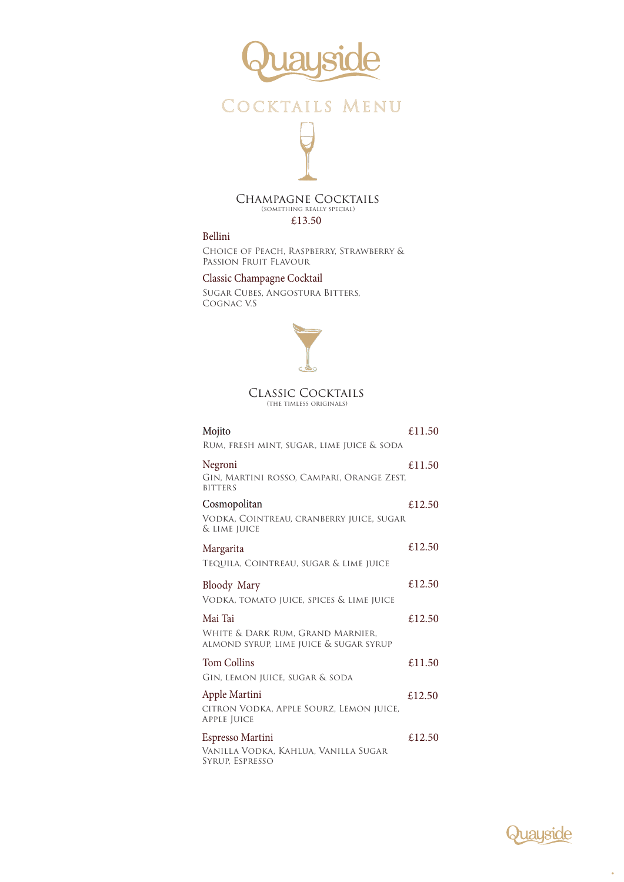# Quayside

## Cocktails Menu

### Champagne Cocktails

(something really special)

£13.50

**Bellini**

Choice of Peach, Raspberry, Strawberry & Passion Fruit Flavour

**Classic Champagne Cocktail**

Sugar Cubes, Angostura Bitters, Cognac V.S

### Classic Cocktails

(the timless originals)

**Mojito** — £11.50

Rum, fresh mint, sugar, lime juice & soda

**Negroni** — £11.50

Gin, Martini rosso, Campari, Orange zest, bitters

**Cosmopolitan** — £12.50

Vodka, Cointreau, cranberry juice, sugar & lime juice

**Margarita** — £12.50

Tequila, Cointreau, sugar & lime juice

**Bloody Mary** — £12.50

Vodka, tomato juice, spices & lime juice

**Mai Tai** — £12.50

White & Dark Rum, Grand Marnier, almond syrup, lime juice & sugar syrup

**Tom Collins** — £11.50

Gin, lemon juice, sugar & soda

**Apple Martini** — £12.50

citron Vodka, Apple Sourz, Lemon juice, Apple Juice

**Espresso Martini** — £12.50

Vanilla Vodka, Kahlua, Vanilla Sugar Syrup, Espresso